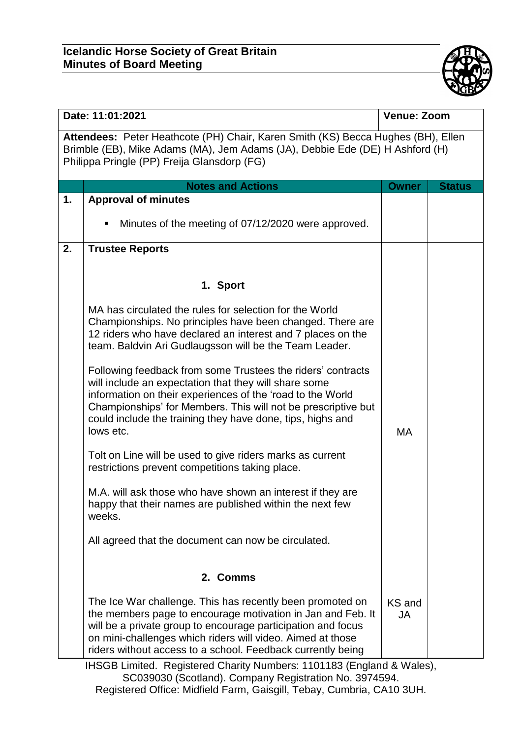**Icelandic Horse Society of Great Britain**
**Minutes of Board Meeting**

| Date: 11:01:2021 | | Venue: Zoom | |
|---|---|---|---|
| **Attendees:** Peter Heathcote (PH) Chair, Karen Smith (KS) Becca Hughes (BH), Ellen Brimble (EB), Mike Adams (MA), Jem Adams (JA), Debbie Ede (DE) H Ashford (H) Philippa Pringle (PP) Freija Glansdorp (FG) | | | |
| | **Notes and Actions** | **Owner** | **Status** |
| **1.** | **Approval of minutes**<br><br>▪ Minutes of the meeting of 07/12/2020 were approved. | | |
| **2.** | **Trustee Reports**<br><br>**1. Sport**<br><br>MA has circulated the rules for selection for the World Championships. No principles have been changed. There are 12 riders who have declared an interest and 7 places on the team. Baldvin Ari Gudlaugsson will be the Team Leader.<br><br>Following feedback from some Trustees the riders' contracts will include an expectation that they will share some information on their experiences of the 'road to the World Championships' for Members. This will not be prescriptive but could include the training they have done, tips, highs and lows etc.<br><br>Tolt on Line will be used to give riders marks as current restrictions prevent competitions taking place.<br><br>M.A. will ask those who have shown an interest if they are happy that their names are published within the next few weeks.<br><br>All agreed that the document can now be circulated. | MA | |
| | **2. Comms**<br><br>The Ice War challenge. This has recently been promoted on the members page to encourage motivation in Jan and Feb. It will be a private group to encourage participation and focus on mini-challenges which riders will video. Aimed at those riders without access to a school. Feedback currently being | KS and JA | |

IHSGB Limited. Registered Charity Numbers: 1101183 (England & Wales), SC039030 (Scotland). Company Registration No. 3974594.
Registered Office: Midfield Farm, Gaisgill, Tebay, Cumbria, CA10 3UH.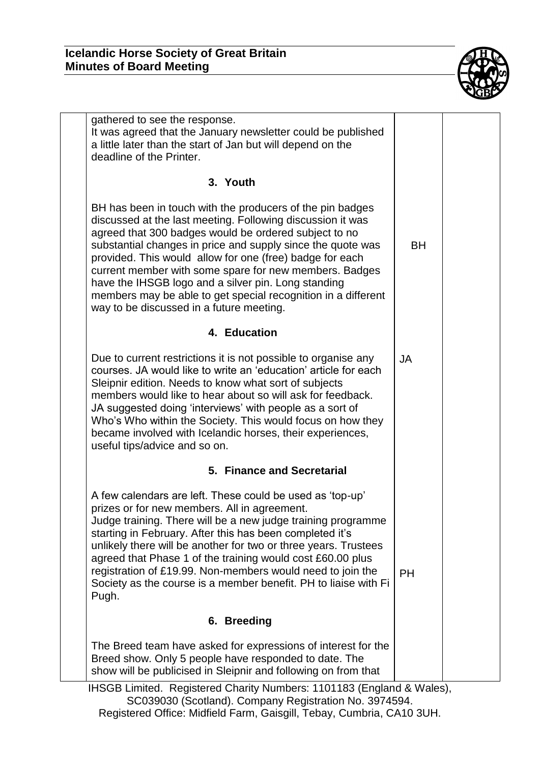| | | | |
|---|---|---|---|
| | gathered to see the response.<br>It was agreed that the January newsletter could be published a little later than the start of Jan but will depend on the deadline of the Printer. | | |
| | **3. Youth** | | |
| | BH has been in touch with the producers of the pin badges discussed at the last meeting. Following discussion it was agreed that 300 badges would be ordered subject to no substantial changes in price and supply since the quote was provided. This would allow for one (free) badge for each current member with some spare for new members. Badges have the IHSGB logo and a silver pin. Long standing members may be able to get special recognition in a different way to be discussed in a future meeting. | BH | |
| | **4. Education** | | |
| | Due to current restrictions it is not possible to organise any courses. JA would like to write an 'education' article for each Sleipnir edition. Needs to know what sort of subjects members would like to hear about so will ask for feedback.<br>JA suggested doing 'interviews' with people as a sort of Who's Who within the Society. This would focus on how they became involved with Icelandic horses, their experiences, useful tips/advice and so on. | JA | |
| | **5. Finance and Secretarial** | | |
| | A few calendars are left. These could be used as 'top-up' prizes or for new members. All in agreement.<br>Judge training. There will be a new judge training programme starting in February. After this has been completed it's unlikely there will be another for two or three years. Trustees agreed that Phase 1 of the training would cost £60.00 plus registration of £19.99. Non-members would need to join the Society as the course is a member benefit. PH to liaise with Fi Pugh. | PH | |
| | **6. Breeding** | | |
| | The Breed team have asked for expressions of interest for the Breed show. Only 5 people have responded to date. The show will be publicised in Sleipnir and following on from that | | |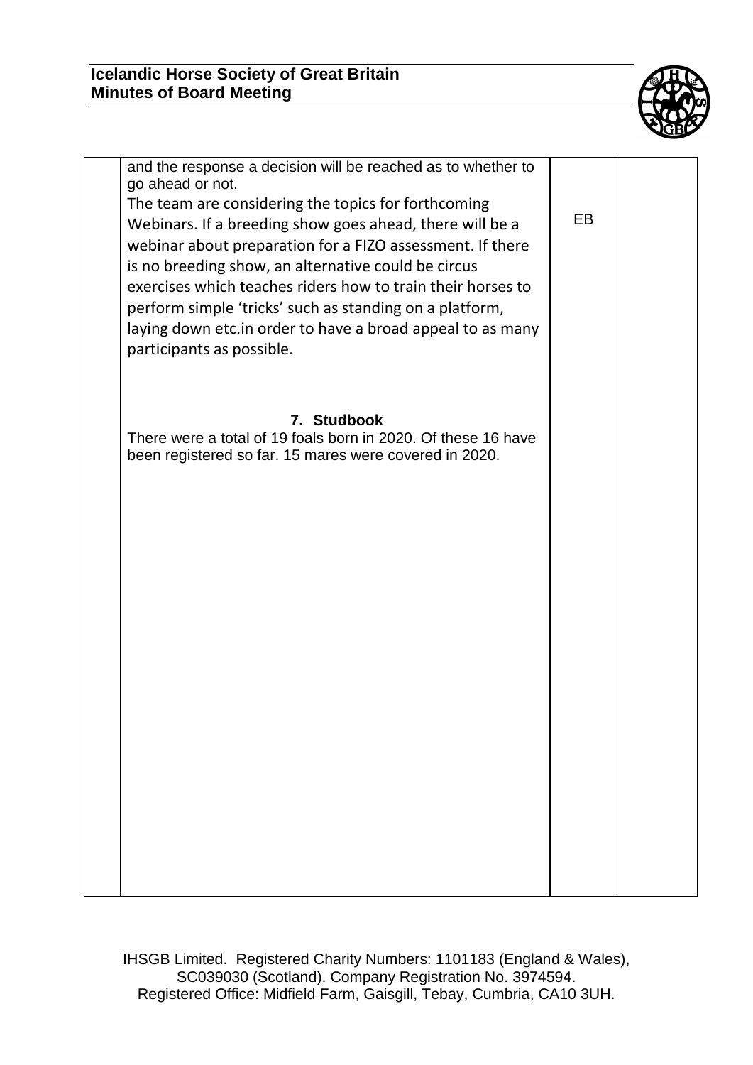| | and the response a decision will be reached as to whether to go ahead or not.<br>The team are considering the topics for forthcoming Webinars. If a breeding show goes ahead, there will be a webinar about preparation for a FIZO assessment. If there is no breeding show, an alternative could be circus exercises which teaches riders how to train their horses to perform simple 'tricks' such as standing on a platform, laying down etc.in order to have a broad appeal to as many participants as possible.<br><br>**7. Studbook**<br>There were a total of 19 foals born in 2020. Of these 16 have been registered so far. 15 mares were covered in 2020. | EB | |
|---|---|---|---|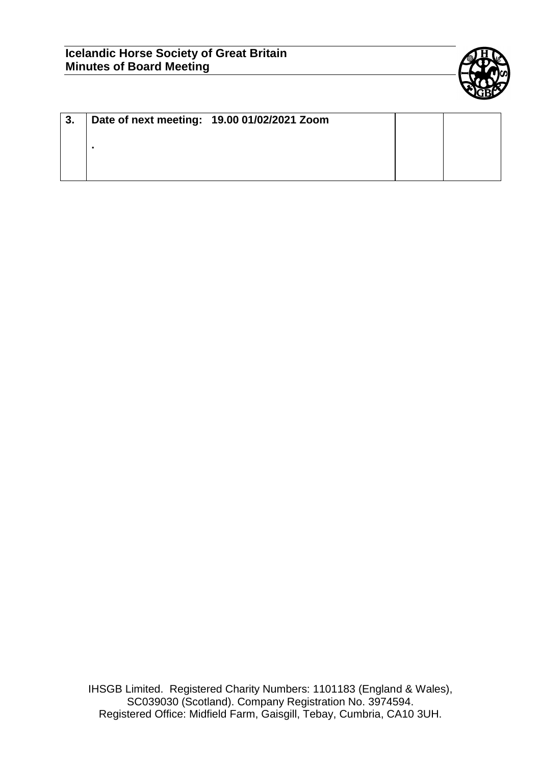| | | | |
|---|---|---|---|
| **3.** | **Date of next meeting: 19.00 01/02/2021 Zoom**<br><br>**.** | | |

IHSGB Limited. Registered Charity Numbers: 1101183 (England & Wales), SC039030 (Scotland). Company Registration No. 3974594. Registered Office: Midfield Farm, Gaisgill, Tebay, Cumbria, CA10 3UH.